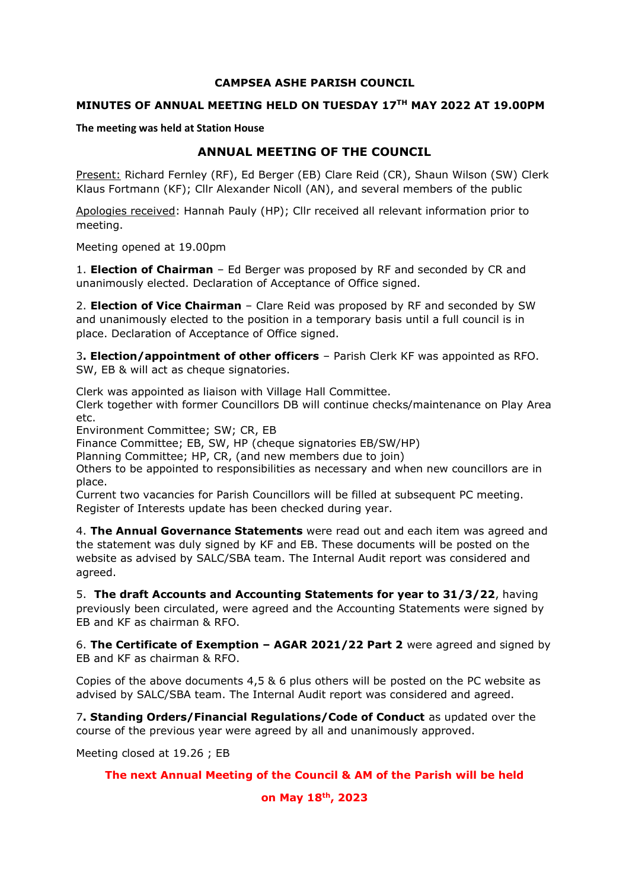# CAMPSEA ASHE PARISH COUNCIL

## MINUTES OF ANNUAL MEETING HELD ON TUESDAY 17TH MAY 2022 AT 19.00PM

**The meeting was held at Station House**

## ANNUAL MEETING OF THE COUNCIL

Present: Richard Fernley (RF), Ed Berger (EB) Clare Reid (CR), Shaun Wilson (SW) Clerk Klaus Fortmann (KF); Cllr Alexander Nicoll (AN), and several members of the public

Apologies received: Hannah Pauly (HP); Cllr received all relevant information prior to meeting.

Meeting opened at 19.00pm

1. **Election of Chairman** – Ed Berger was proposed by RF and seconded by CR and unanimously elected. Declaration of Acceptance of Office signed.

2. **Election of Vice Chairman** – Clare Reid was proposed by RF and seconded by SW and unanimously elected to the position in a temporary basis until a full council is in place. Declaration of Acceptance of Office signed.

3**. Election/appointment of other officers** – Parish Clerk KF was appointed as RFO. SW, EB & will act as cheque signatories.

Clerk was appointed as liaison with Village Hall Committee.
Clerk together with former Councillors DB will continue checks/maintenance on Play Area etc.
Environment Committee; SW; CR, EB
Finance Committee; EB, SW, HP (cheque signatories EB/SW/HP)
Planning Committee; HP, CR, (and new members due to join)
Others to be appointed to responsibilities as necessary and when new councillors are in place.
Current two vacancies for Parish Councillors will be filled at subsequent PC meeting.
Register of Interests update has been checked during year.

4. **The Annual Governance Statements** were read out and each item was agreed and the statement was duly signed by KF and EB. These documents will be posted on the website as advised by SALC/SBA team. The Internal Audit report was considered and agreed.

5. **The draft Accounts and Accounting Statements for year to 31/3/22**, having previously been circulated, were agreed and the Accounting Statements were signed by EB and KF as chairman & RFO.

6. **The Certificate of Exemption – AGAR 2021/22 Part 2** were agreed and signed by EB and KF as chairman & RFO.

Copies of the above documents 4,5 & 6 plus others will be posted on the PC website as advised by SALC/SBA team. The Internal Audit report was considered and agreed.

7**. Standing Orders/Financial Regulations/Code of Conduct** as updated over the course of the previous year were agreed by all and unanimously approved.

Meeting closed at 19.26 ; EB

**The next Annual Meeting of the Council & AM of the Parish will be held on May 18th, 2023**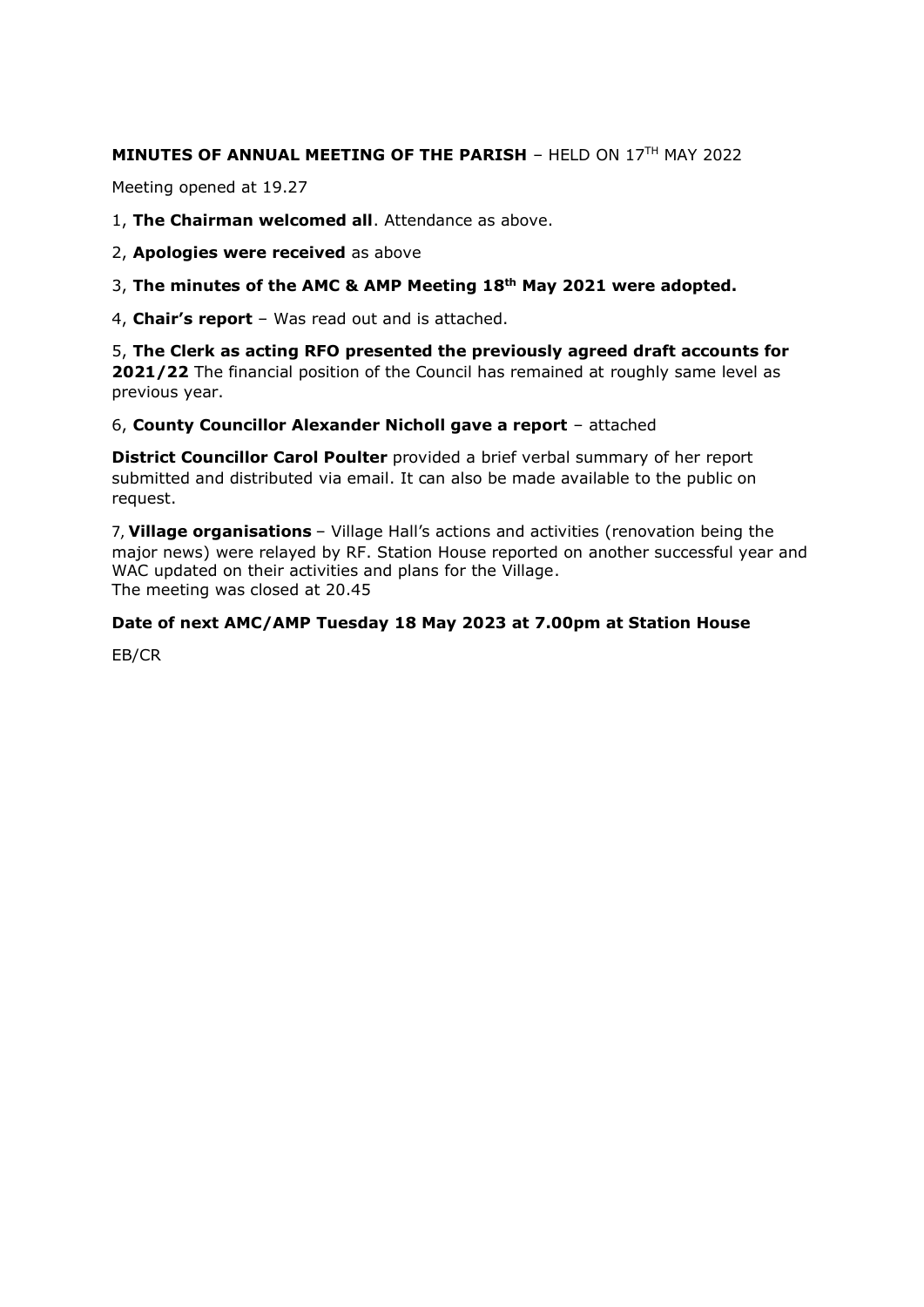**MINUTES OF ANNUAL MEETING OF THE PARISH** – HELD ON 17[TH] MAY 2022

Meeting opened at 19.27

1, **The Chairman welcomed all**. Attendance as above.

2, **Apologies were received** as above

3, **The minutes of the AMC & AMP Meeting 18[th] May 2021 were adopted.**

4, **Chair's report** – Was read out and is attached.

5, **The Clerk as acting RFO presented the previously agreed draft accounts for 2021/22** The financial position of the Council has remained at roughly same level as previous year.

6, **County Councillor Alexander Nicholl gave a report** – attached

**District Councillor Carol Poulter** provided a brief verbal summary of her report submitted and distributed via email. It can also be made available to the public on request.

7, **Village organisations** – Village Hall's actions and activities (renovation being the major news) were relayed by RF. Station House reported on another successful year and WAC updated on their activities and plans for the Village.
The meeting was closed at 20.45

**Date of next AMC/AMP Tuesday 18 May 2023 at 7.00pm at Station House**

EB/CR